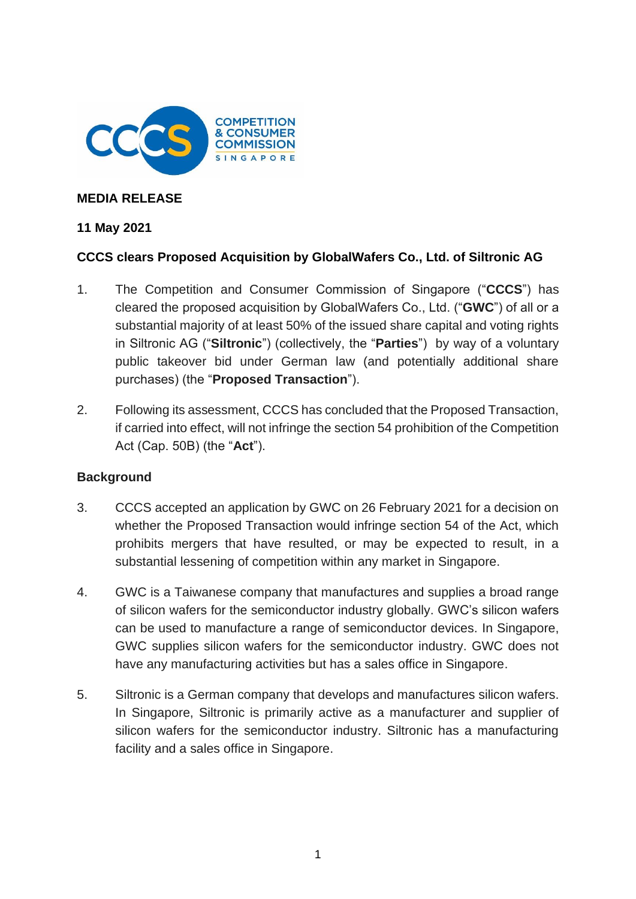**MEDIA RELEASE**

**11 May 2021**

**CCCS clears Proposed Acquisition by GlobalWafers Co., Ltd. of Siltronic AG**

1. The Competition and Consumer Commission of Singapore ("**CCCS**") has cleared the proposed acquisition by GlobalWafers Co., Ltd. ("**GWC**") of all or a substantial majority of at least 50% of the issued share capital and voting rights in Siltronic AG ("**Siltronic**") (collectively, the "**Parties**") by way of a voluntary public takeover bid under German law (and potentially additional share purchases) (the "**Proposed Transaction**").

2. Following its assessment, CCCS has concluded that the Proposed Transaction, if carried into effect, will not infringe the section 54 prohibition of the Competition Act (Cap. 50B) (the "**Act**").

**Background**

3. CCCS accepted an application by GWC on 26 February 2021 for a decision on whether the Proposed Transaction would infringe section 54 of the Act, which prohibits mergers that have resulted, or may be expected to result, in a substantial lessening of competition within any market in Singapore.

4. GWC is a Taiwanese company that manufactures and supplies a broad range of silicon wafers for the semiconductor industry globally. GWC's silicon wafers can be used to manufacture a range of semiconductor devices. In Singapore, GWC supplies silicon wafers for the semiconductor industry. GWC does not have any manufacturing activities but has a sales office in Singapore.

5. Siltronic is a German company that develops and manufactures silicon wafers. In Singapore, Siltronic is primarily active as a manufacturer and supplier of silicon wafers for the semiconductor industry. Siltronic has a manufacturing facility and a sales office in Singapore.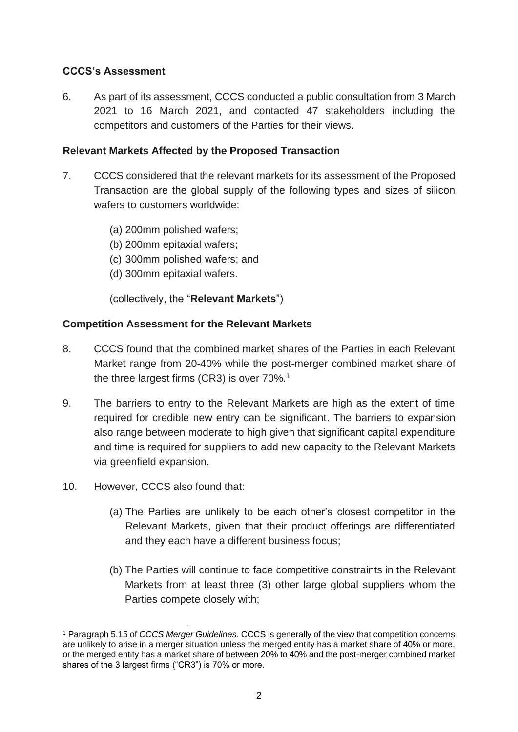**CCCS's Assessment**

6. As part of its assessment, CCCS conducted a public consultation from 3 March 2021 to 16 March 2021, and contacted 47 stakeholders including the competitors and customers of the Parties for their views.

**Relevant Markets Affected by the Proposed Transaction**

7. CCCS considered that the relevant markets for its assessment of the Proposed Transaction are the global supply of the following types and sizes of silicon wafers to customers worldwide:

   (a) 200mm polished wafers;
   (b) 200mm epitaxial wafers;
   (c) 300mm polished wafers; and
   (d) 300mm epitaxial wafers.

   (collectively, the "**Relevant Markets**")

**Competition Assessment for the Relevant Markets**

8. CCCS found that the combined market shares of the Parties in each Relevant Market range from 20-40% while the post-merger combined market share of the three largest firms (CR3) is over 70%.[1]

9. The barriers to entry to the Relevant Markets are high as the extent of time required for credible new entry can be significant. The barriers to expansion also range between moderate to high given that significant capital expenditure and time is required for suppliers to add new capacity to the Relevant Markets via greenfield expansion.

10. However, CCCS also found that:

    (a) The Parties are unlikely to be each other's closest competitor in the Relevant Markets, given that their product offerings are differentiated and they each have a different business focus;

    (b) The Parties will continue to face competitive constraints in the Relevant Markets from at least three (3) other large global suppliers whom the Parties compete closely with;

---

[1] Paragraph 5.15 of *CCCS Merger Guidelines*. CCCS is generally of the view that competition concerns are unlikely to arise in a merger situation unless the merged entity has a market share of 40% or more, or the merged entity has a market share of between 20% to 40% and the post-merger combined market shares of the 3 largest firms ("CR3") is 70% or more.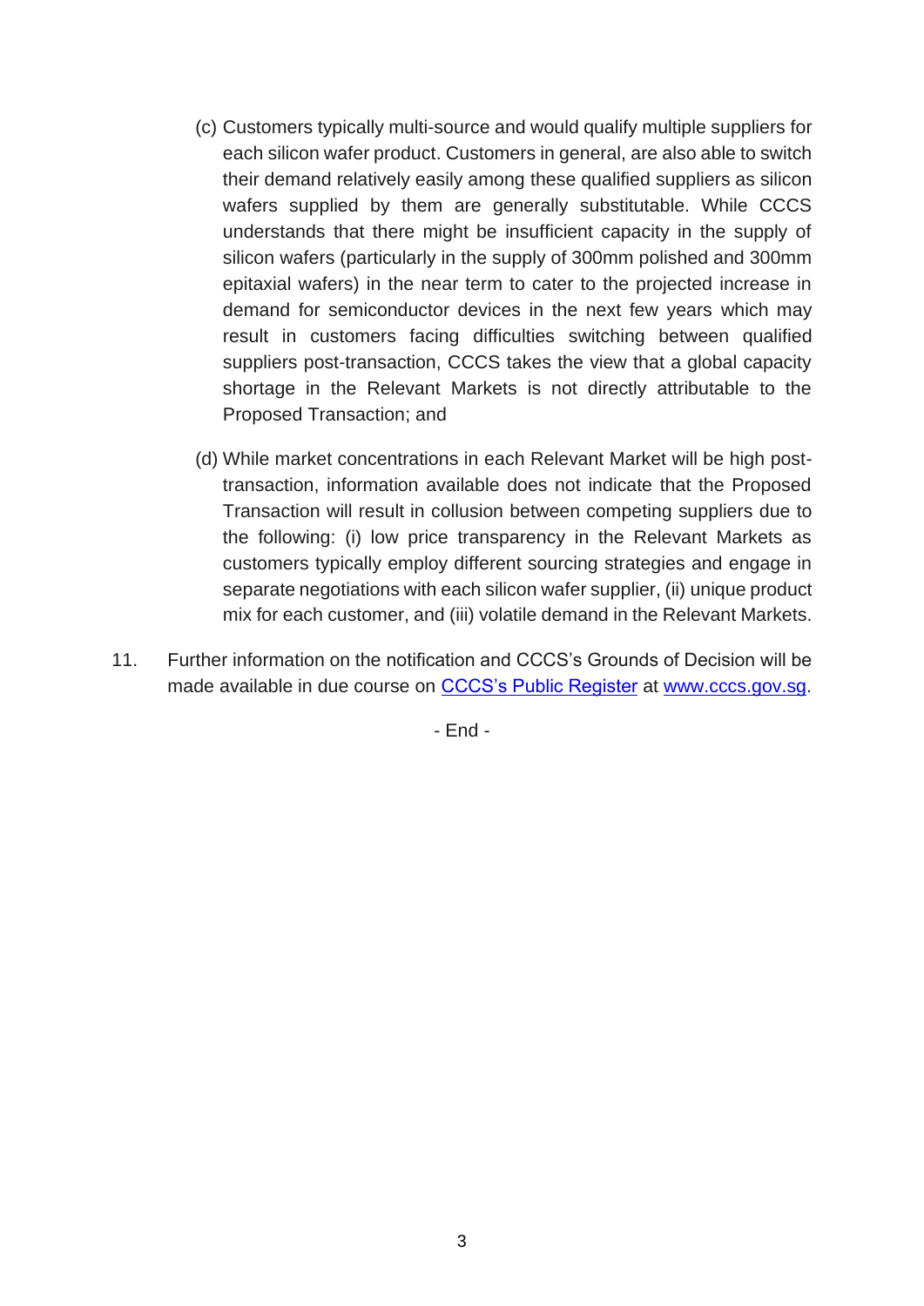(c) Customers typically multi-source and would qualify multiple suppliers for each silicon wafer product. Customers in general, are also able to switch their demand relatively easily among these qualified suppliers as silicon wafers supplied by them are generally substitutable. While CCCS understands that there might be insufficient capacity in the supply of silicon wafers (particularly in the supply of 300mm polished and 300mm epitaxial wafers) in the near term to cater to the projected increase in demand for semiconductor devices in the next few years which may result in customers facing difficulties switching between qualified suppliers post-transaction, CCCS takes the view that a global capacity shortage in the Relevant Markets is not directly attributable to the Proposed Transaction; and

(d) While market concentrations in each Relevant Market will be high post-transaction, information available does not indicate that the Proposed Transaction will result in collusion between competing suppliers due to the following: (i) low price transparency in the Relevant Markets as customers typically employ different sourcing strategies and engage in separate negotiations with each silicon wafer supplier, (ii) unique product mix for each customer, and (iii) volatile demand in the Relevant Markets.

11. Further information on the notification and CCCS's Grounds of Decision will be made available in due course on [CCCS's Public Register](https://www.cccs.gov.sg) at [www.cccs.gov.sg](https://www.cccs.gov.sg).

- End -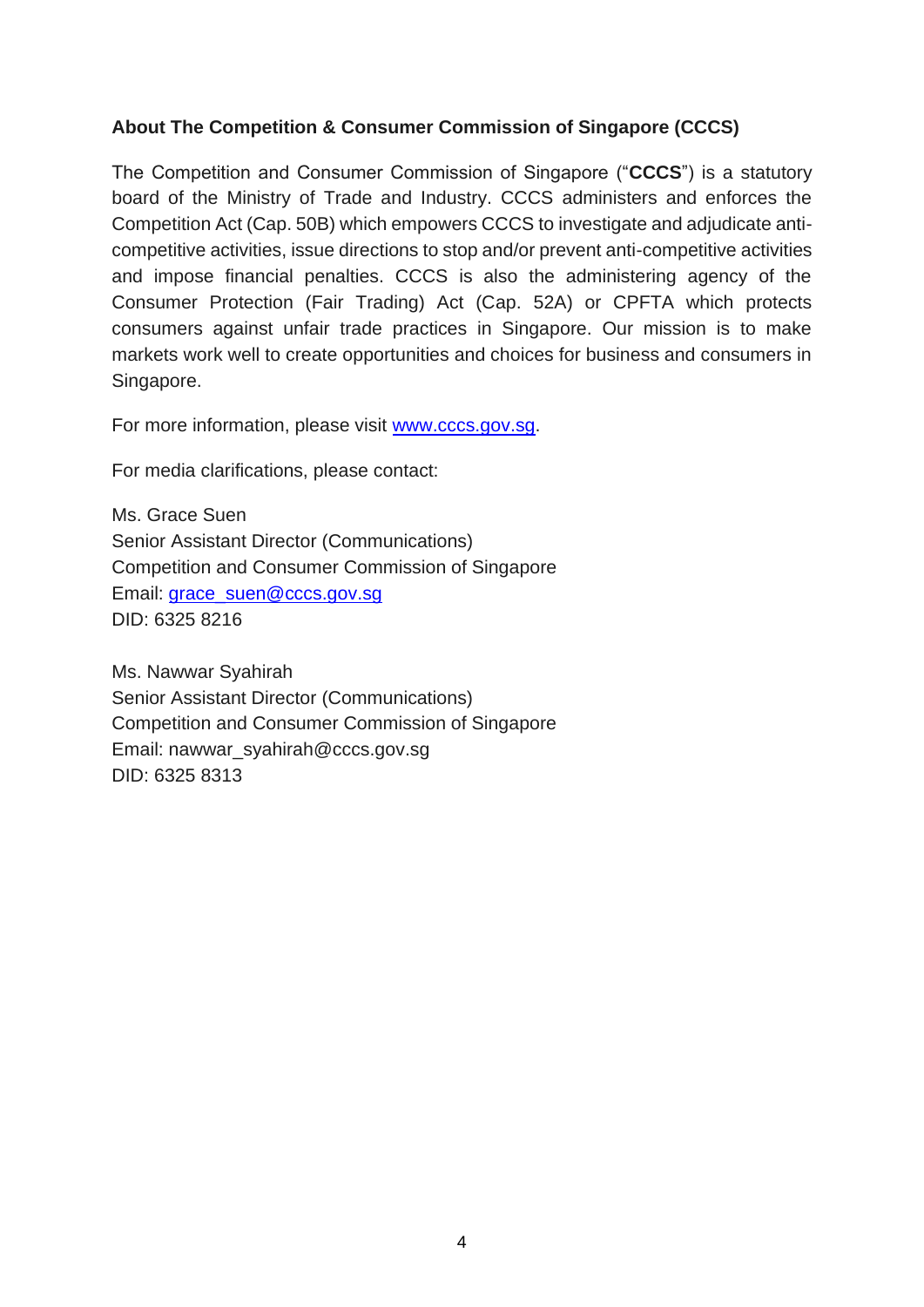**About The Competition & Consumer Commission of Singapore (CCCS)**

The Competition and Consumer Commission of Singapore ("**CCCS**") is a statutory board of the Ministry of Trade and Industry. CCCS administers and enforces the Competition Act (Cap. 50B) which empowers CCCS to investigate and adjudicate anti-competitive activities, issue directions to stop and/or prevent anti-competitive activities and impose financial penalties. CCCS is also the administering agency of the Consumer Protection (Fair Trading) Act (Cap. 52A) or CPFTA which protects consumers against unfair trade practices in Singapore. Our mission is to make markets work well to create opportunities and choices for business and consumers in Singapore.

For more information, please visit [www.cccs.gov.sg](http://www.cccs.gov.sg).

For media clarifications, please contact:

Ms. Grace Suen
Senior Assistant Director (Communications)
Competition and Consumer Commission of Singapore
Email: [grace_suen@cccs.gov.sg](mailto:grace_suen@cccs.gov.sg)
DID: 6325 8216

Ms. Nawwar Syahirah
Senior Assistant Director (Communications)
Competition and Consumer Commission of Singapore
Email: nawwar_syahirah@cccs.gov.sg
DID: 6325 8313